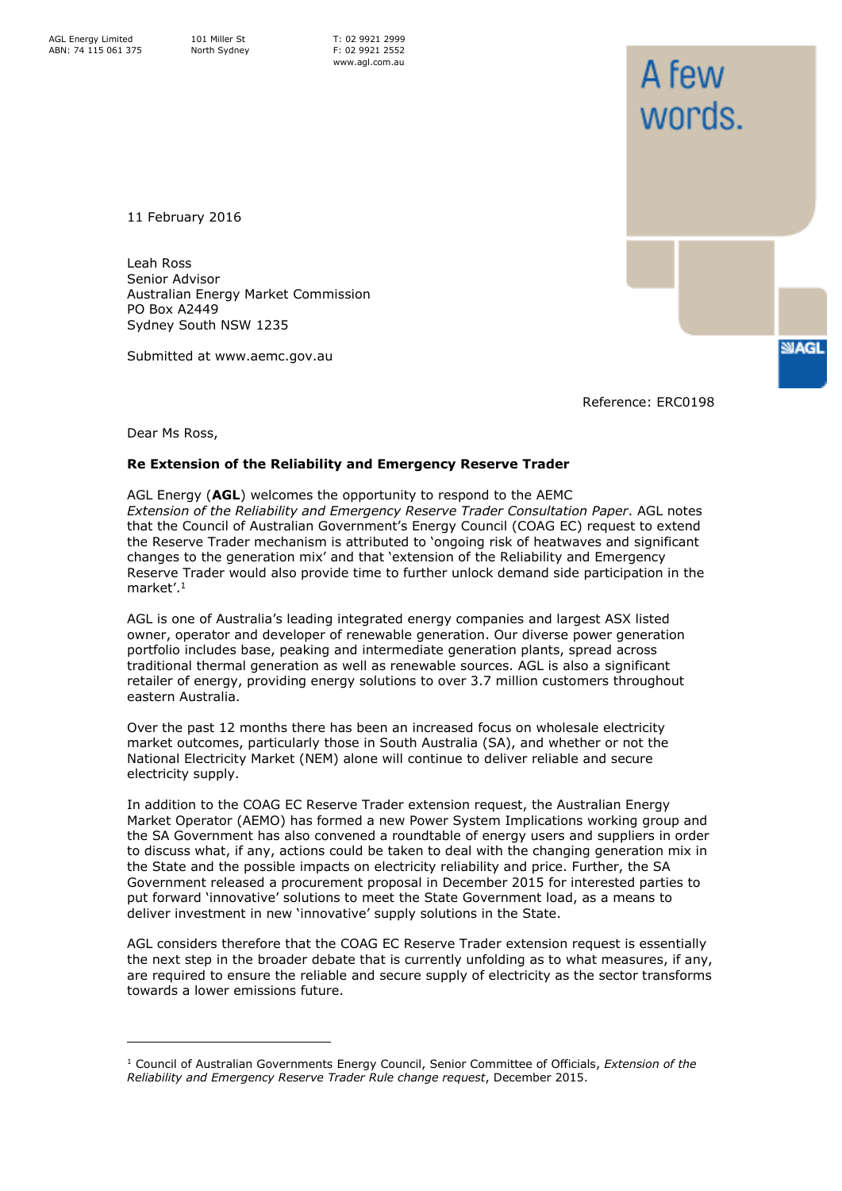AGL Energy Limited
ABN: 74 115 061 375

101 Miller St
North Sydney

T: 02 9921 2999
F: 02 9921 2552
www.agl.com.au

A few words.

11 February 2016

Leah Ross
Senior Advisor
Australian Energy Market Commission
PO Box A2449
Sydney South NSW 1235

Submitted at www.aemc.gov.au

Reference: ERC0198

Dear Ms Ross,

**Re Extension of the Reliability and Emergency Reserve Trader**

AGL Energy (**AGL**) welcomes the opportunity to respond to the AEMC *Extension of the Reliability and Emergency Reserve Trader Consultation Paper*. AGL notes that the Council of Australian Government's Energy Council (COAG EC) request to extend the Reserve Trader mechanism is attributed to 'ongoing risk of heatwaves and significant changes to the generation mix' and that 'extension of the Reliability and Emergency Reserve Trader would also provide time to further unlock demand side participation in the market'.[1]

AGL is one of Australia's leading integrated energy companies and largest ASX listed owner, operator and developer of renewable generation. Our diverse power generation portfolio includes base, peaking and intermediate generation plants, spread across traditional thermal generation as well as renewable sources. AGL is also a significant retailer of energy, providing energy solutions to over 3.7 million customers throughout eastern Australia.

Over the past 12 months there has been an increased focus on wholesale electricity market outcomes, particularly those in South Australia (SA), and whether or not the National Electricity Market (NEM) alone will continue to deliver reliable and secure electricity supply.

In addition to the COAG EC Reserve Trader extension request, the Australian Energy Market Operator (AEMO) has formed a new Power System Implications working group and the SA Government has also convened a roundtable of energy users and suppliers in order to discuss what, if any, actions could be taken to deal with the changing generation mix in the State and the possible impacts on electricity reliability and price. Further, the SA Government released a procurement proposal in December 2015 for interested parties to put forward 'innovative' solutions to meet the State Government load, as a means to deliver investment in new 'innovative' supply solutions in the State.

AGL considers therefore that the COAG EC Reserve Trader extension request is essentially the next step in the broader debate that is currently unfolding as to what measures, if any, are required to ensure the reliable and secure supply of electricity as the sector transforms towards a lower emissions future.

---

[1] Council of Australian Governments Energy Council, Senior Committee of Officials, *Extension of the Reliability and Emergency Reserve Trader Rule change request*, December 2015.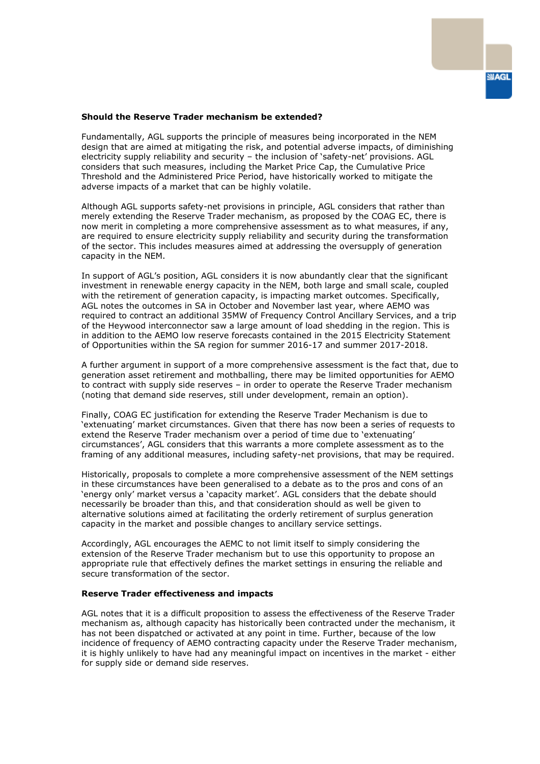**Should the Reserve Trader mechanism be extended?**

Fundamentally, AGL supports the principle of measures being incorporated in the NEM design that are aimed at mitigating the risk, and potential adverse impacts, of diminishing electricity supply reliability and security – the inclusion of 'safety-net' provisions. AGL considers that such measures, including the Market Price Cap, the Cumulative Price Threshold and the Administered Price Period, have historically worked to mitigate the adverse impacts of a market that can be highly volatile.

Although AGL supports safety-net provisions in principle, AGL considers that rather than merely extending the Reserve Trader mechanism, as proposed by the COAG EC, there is now merit in completing a more comprehensive assessment as to what measures, if any, are required to ensure electricity supply reliability and security during the transformation of the sector. This includes measures aimed at addressing the oversupply of generation capacity in the NEM.

In support of AGL's position, AGL considers it is now abundantly clear that the significant investment in renewable energy capacity in the NEM, both large and small scale, coupled with the retirement of generation capacity, is impacting market outcomes. Specifically, AGL notes the outcomes in SA in October and November last year, where AEMO was required to contract an additional 35MW of Frequency Control Ancillary Services, and a trip of the Heywood interconnector saw a large amount of load shedding in the region. This is in addition to the AEMO low reserve forecasts contained in the 2015 Electricity Statement of Opportunities within the SA region for summer 2016-17 and summer 2017-2018.

A further argument in support of a more comprehensive assessment is the fact that, due to generation asset retirement and mothballing, there may be limited opportunities for AEMO to contract with supply side reserves – in order to operate the Reserve Trader mechanism (noting that demand side reserves, still under development, remain an option).

Finally, COAG EC justification for extending the Reserve Trader Mechanism is due to 'extenuating' market circumstances. Given that there has now been a series of requests to extend the Reserve Trader mechanism over a period of time due to 'extenuating' circumstances', AGL considers that this warrants a more complete assessment as to the framing of any additional measures, including safety-net provisions, that may be required.

Historically, proposals to complete a more comprehensive assessment of the NEM settings in these circumstances have been generalised to a debate as to the pros and cons of an 'energy only' market versus a 'capacity market'. AGL considers that the debate should necessarily be broader than this, and that consideration should as well be given to alternative solutions aimed at facilitating the orderly retirement of surplus generation capacity in the market and possible changes to ancillary service settings.

Accordingly, AGL encourages the AEMC to not limit itself to simply considering the extension of the Reserve Trader mechanism but to use this opportunity to propose an appropriate rule that effectively defines the market settings in ensuring the reliable and secure transformation of the sector.

**Reserve Trader effectiveness and impacts**

AGL notes that it is a difficult proposition to assess the effectiveness of the Reserve Trader mechanism as, although capacity has historically been contracted under the mechanism, it has not been dispatched or activated at any point in time. Further, because of the low incidence of frequency of AEMO contracting capacity under the Reserve Trader mechanism, it is highly unlikely to have had any meaningful impact on incentives in the market - either for supply side or demand side reserves.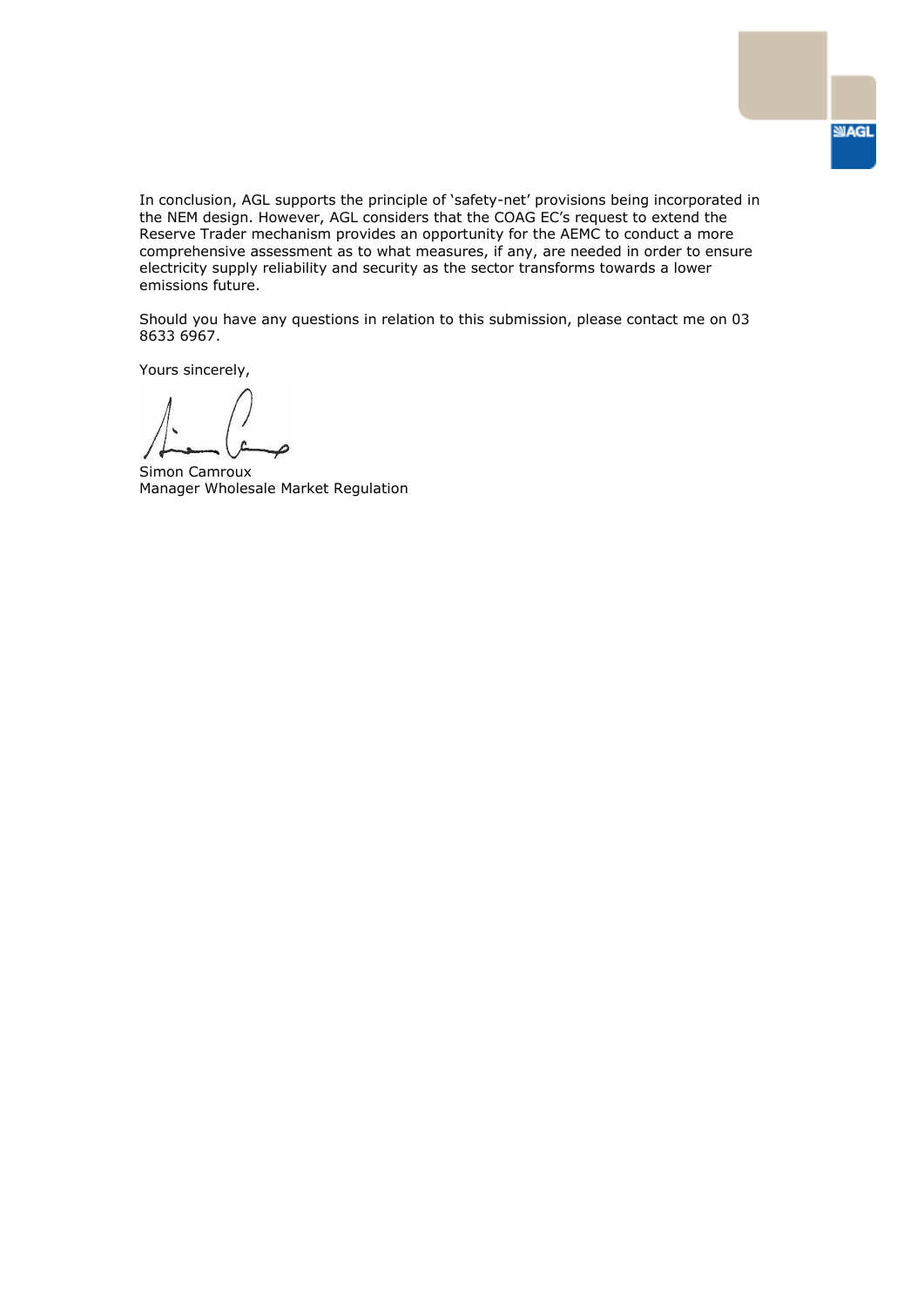In conclusion, AGL supports the principle of 'safety-net' provisions being incorporated in the NEM design. However, AGL considers that the COAG EC's request to extend the Reserve Trader mechanism provides an opportunity for the AEMC to conduct a more comprehensive assessment as to what measures, if any, are needed in order to ensure electricity supply reliability and security as the sector transforms towards a lower emissions future.

Should you have any questions in relation to this submission, please contact me on 03 8633 6967.

Yours sincerely,

Simon Camroux
Manager Wholesale Market Regulation